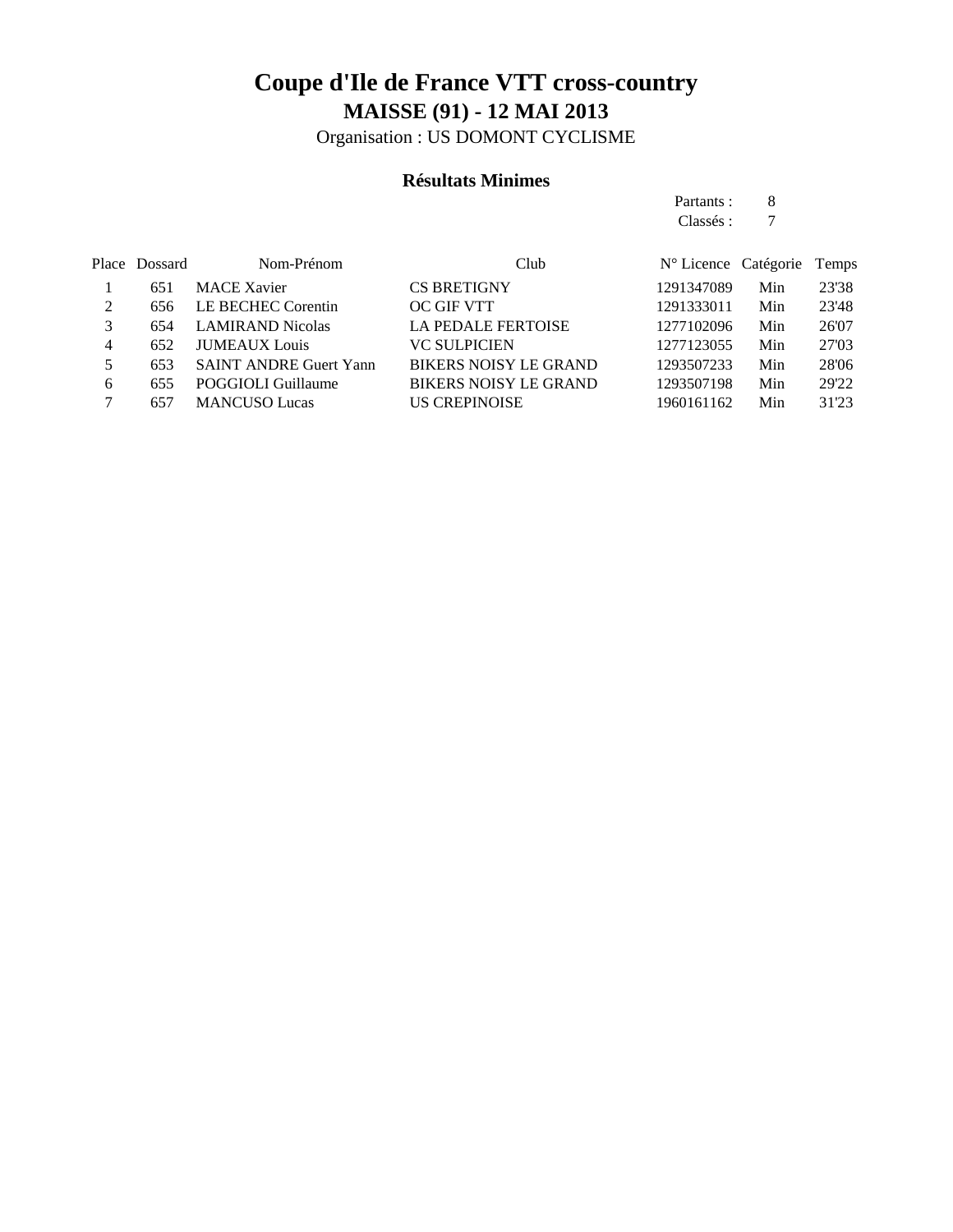# Coupe d'Ile de France VTT cross-country

## MAISSE (91) - 12 MAI 2013

Organisation : US DOMONT CYCLISME

### Résultats Minimes

Partants : 8
Classés : 7

| Place | Dossard | Nom-Prénom | Club | N° Licence | Catégorie | Temps |
|---|---|---|---|---|---|---|
| 1 | 651 | MACE Xavier | CS BRETIGNY | 1291347089 | Min | 23'38 |
| 2 | 656 | LE BECHEC Corentin | OC GIF VTT | 1291333011 | Min | 23'48 |
| 3 | 654 | LAMIRAND Nicolas | LA PEDALE FERTOISE | 1277102096 | Min | 26'07 |
| 4 | 652 | JUMEAUX Louis | VC SULPICIEN | 1277123055 | Min | 27'03 |
| 5 | 653 | SAINT ANDRE Guert Yann | BIKERS NOISY LE GRAND | 1293507233 | Min | 28'06 |
| 6 | 655 | POGGIOLI Guillaume | BIKERS NOISY LE GRAND | 1293507198 | Min | 29'22 |
| 7 | 657 | MANCUSO Lucas | US CREPINOISE | 1960161162 | Min | 31'23 |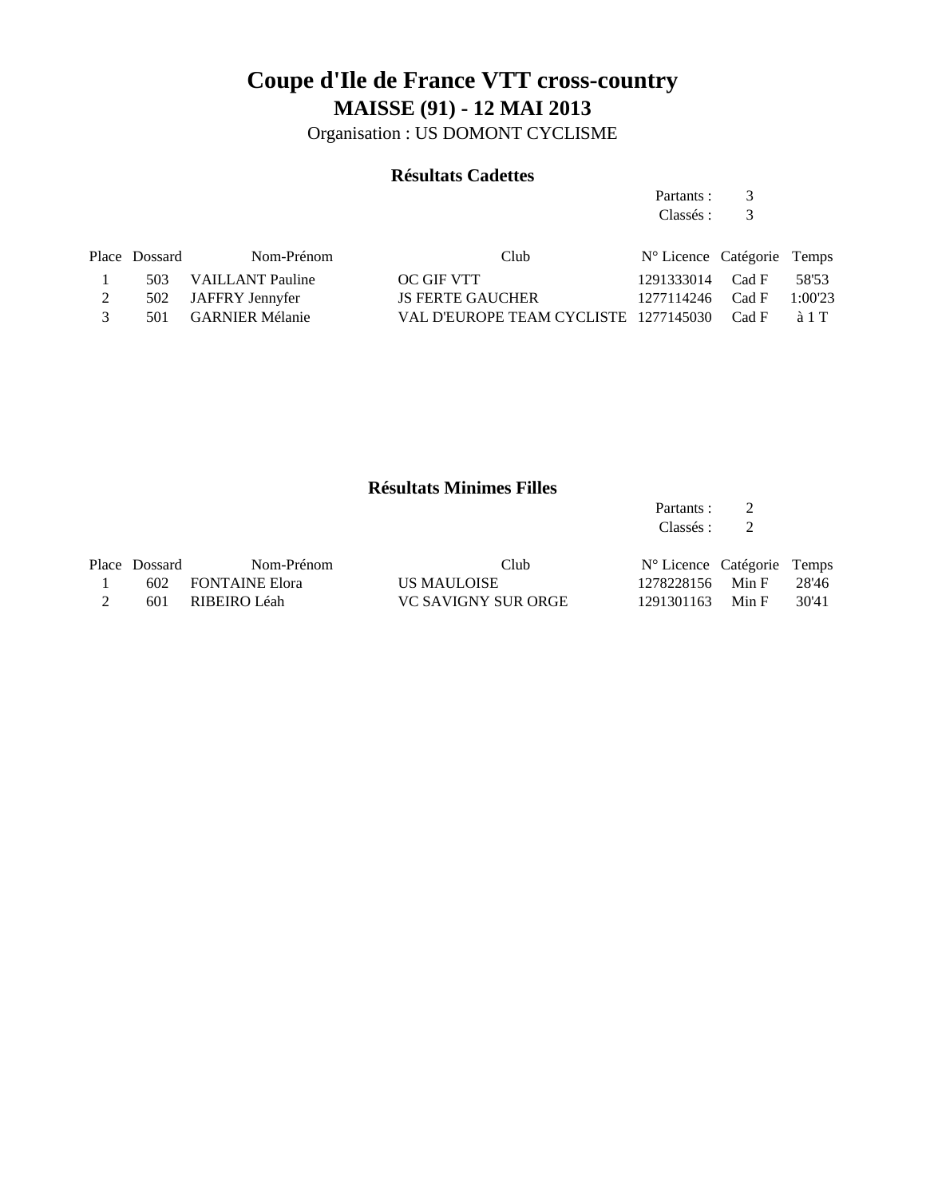# Coupe d'Ile de France VTT cross-country

## MAISSE (91) - 12 MAI 2013

Organisation : US DOMONT CYCLISME

### Résultats Cadettes

Partants : 3

Classés : 3

| Place | Dossard | Nom-Prénom | Club | N° Licence | Catégorie | Temps |
|---|---|---|---|---|---|---|
| 1 | 503 | VAILLANT Pauline | OC GIF VTT | 1291333014 | Cad F | 58'53 |
| 2 | 502 | JAFFRY Jennyfer | JS FERTE GAUCHER | 1277114246 | Cad F | 1:00'23 |
| 3 | 501 | GARNIER Mélanie | VAL D'EUROPE TEAM CYCLISTE | 1277145030 | Cad F | à 1 T |

### Résultats Minimes Filles

Partants : 2

Classés : 2

| Place | Dossard | Nom-Prénom | Club | N° Licence | Catégorie | Temps |
|---|---|---|---|---|---|---|
| 1 | 602 | FONTAINE Elora | US MAULOISE | 1278228156 | Min F | 28'46 |
| 2 | 601 | RIBEIRO Léah | VC SAVIGNY SUR ORGE | 1291301163 | Min F | 30'41 |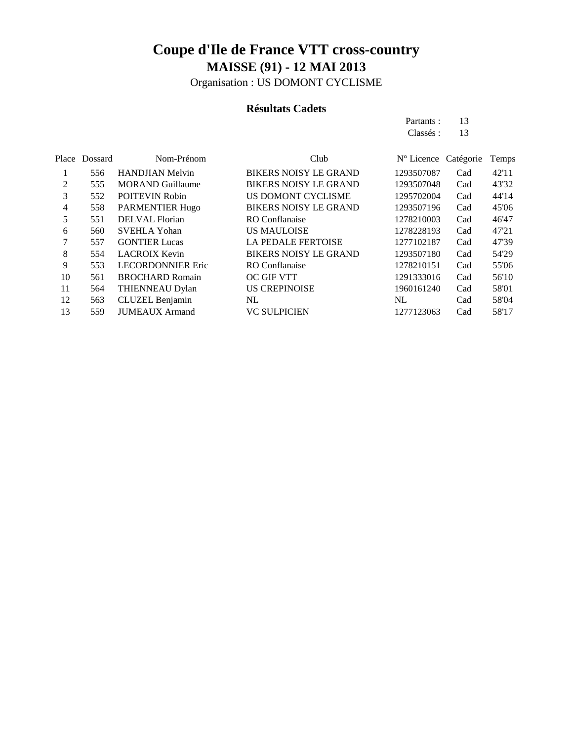# Coupe d'Ile de France VTT cross-country

## MAISSE (91) - 12 MAI 2013

Organisation : US DOMONT CYCLISME

### Résultats Cadets

Partants : 13
Classés : 13

| Place | Dossard | Nom-Prénom | Club | N° Licence | Catégorie | Temps |
|---|---|---|---|---|---|---|
| 1 | 556 | HANDJIAN Melvin | BIKERS NOISY LE GRAND | 1293507087 | Cad | 42'11 |
| 2 | 555 | MORAND Guillaume | BIKERS NOISY LE GRAND | 1293507048 | Cad | 43'32 |
| 3 | 552 | POITEVIN Robin | US DOMONT CYCLISME | 1295702004 | Cad | 44'14 |
| 4 | 558 | PARMENTIER Hugo | BIKERS NOISY LE GRAND | 1293507196 | Cad | 45'06 |
| 5 | 551 | DELVAL Florian | RO Conflanaise | 1278210003 | Cad | 46'47 |
| 6 | 560 | SVEHLA Yohan | US MAULOISE | 1278228193 | Cad | 47'21 |
| 7 | 557 | GONTIER Lucas | LA PEDALE FERTOISE | 1277102187 | Cad | 47'39 |
| 8 | 554 | LACROIX Kevin | BIKERS NOISY LE GRAND | 1293507180 | Cad | 54'29 |
| 9 | 553 | LECORDONNIER Eric | RO Conflanaise | 1278210151 | Cad | 55'06 |
| 10 | 561 | BROCHARD Romain | OC GIF VTT | 1291333016 | Cad | 56'10 |
| 11 | 564 | THIENNEAU Dylan | US CREPINOISE | 1960161240 | Cad | 58'01 |
| 12 | 563 | CLUZEL Benjamin | NL | NL | Cad | 58'04 |
| 13 | 559 | JUMEAUX Armand | VC SULPICIEN | 1277123063 | Cad | 58'17 |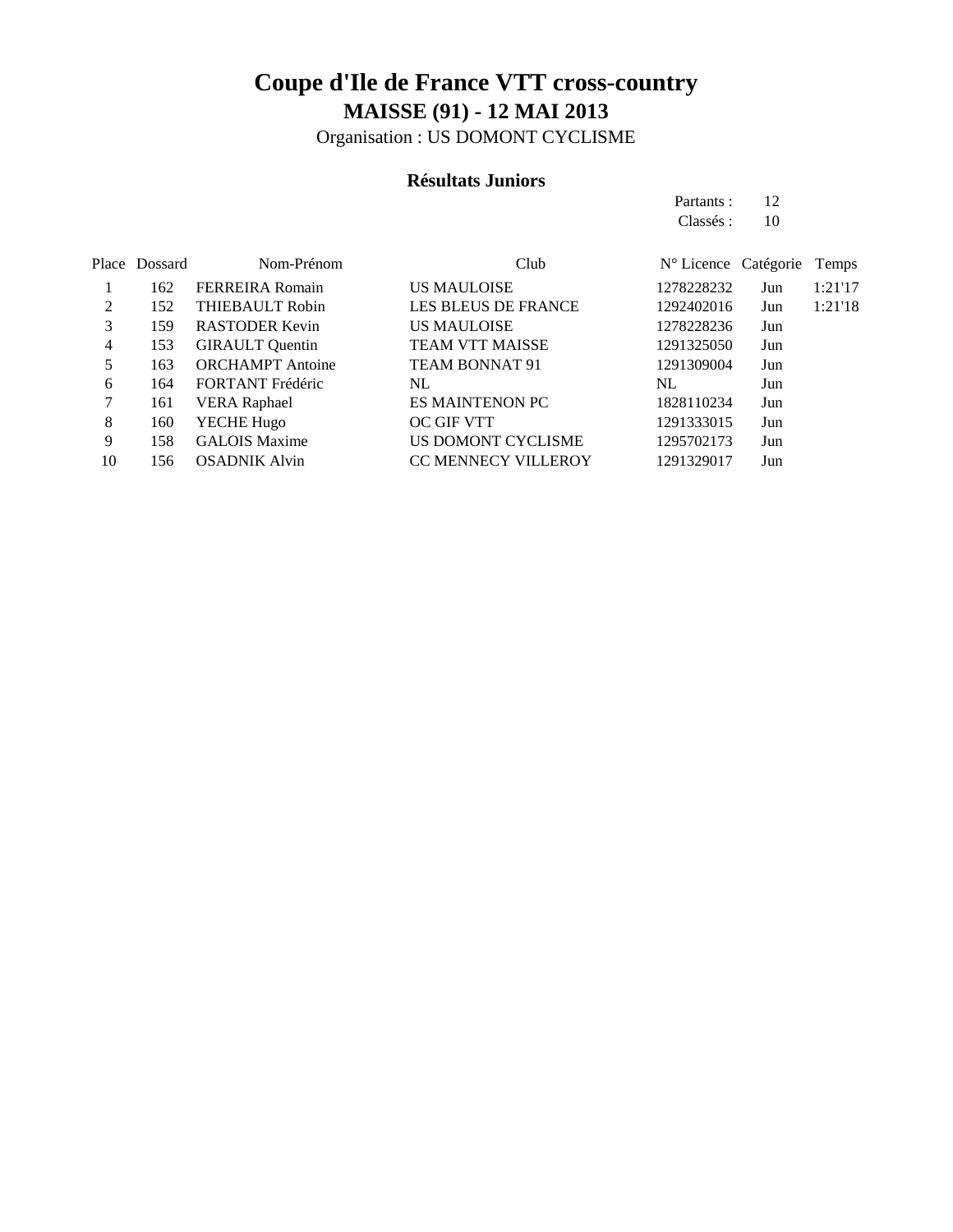# Coupe d'Ile de France VTT cross-country

## MAISSE (91) - 12 MAI 2013

Organisation : US DOMONT CYCLISME

### Résultats Juniors

Partants : 12

Classés : 10

| Place | Dossard | Nom-Prénom | Club | N° Licence | Catégorie | Temps |
|---|---|---|---|---|---|---|
| 1 | 162 | FERREIRA Romain | US MAULOISE | 1278228232 | Jun | 1:21'17 |
| 2 | 152 | THIEBAULT Robin | LES BLEUS DE FRANCE | 1292402016 | Jun | 1:21'18 |
| 3 | 159 | RASTODER Kevin | US MAULOISE | 1278228236 | Jun | |
| 4 | 153 | GIRAULT Quentin | TEAM VTT MAISSE | 1291325050 | Jun | |
| 5 | 163 | ORCHAMPT Antoine | TEAM BONNAT 91 | 1291309004 | Jun | |
| 6 | 164 | FORTANT Frédéric | NL | NL | Jun | |
| 7 | 161 | VERA Raphael | ES MAINTENON PC | 1828110234 | Jun | |
| 8 | 160 | YECHE Hugo | OC GIF VTT | 1291333015 | Jun | |
| 9 | 158 | GALOIS Maxime | US DOMONT CYCLISME | 1295702173 | Jun | |
| 10 | 156 | OSADNIK Alvin | CC MENNECY VILLEROY | 1291329017 | Jun | |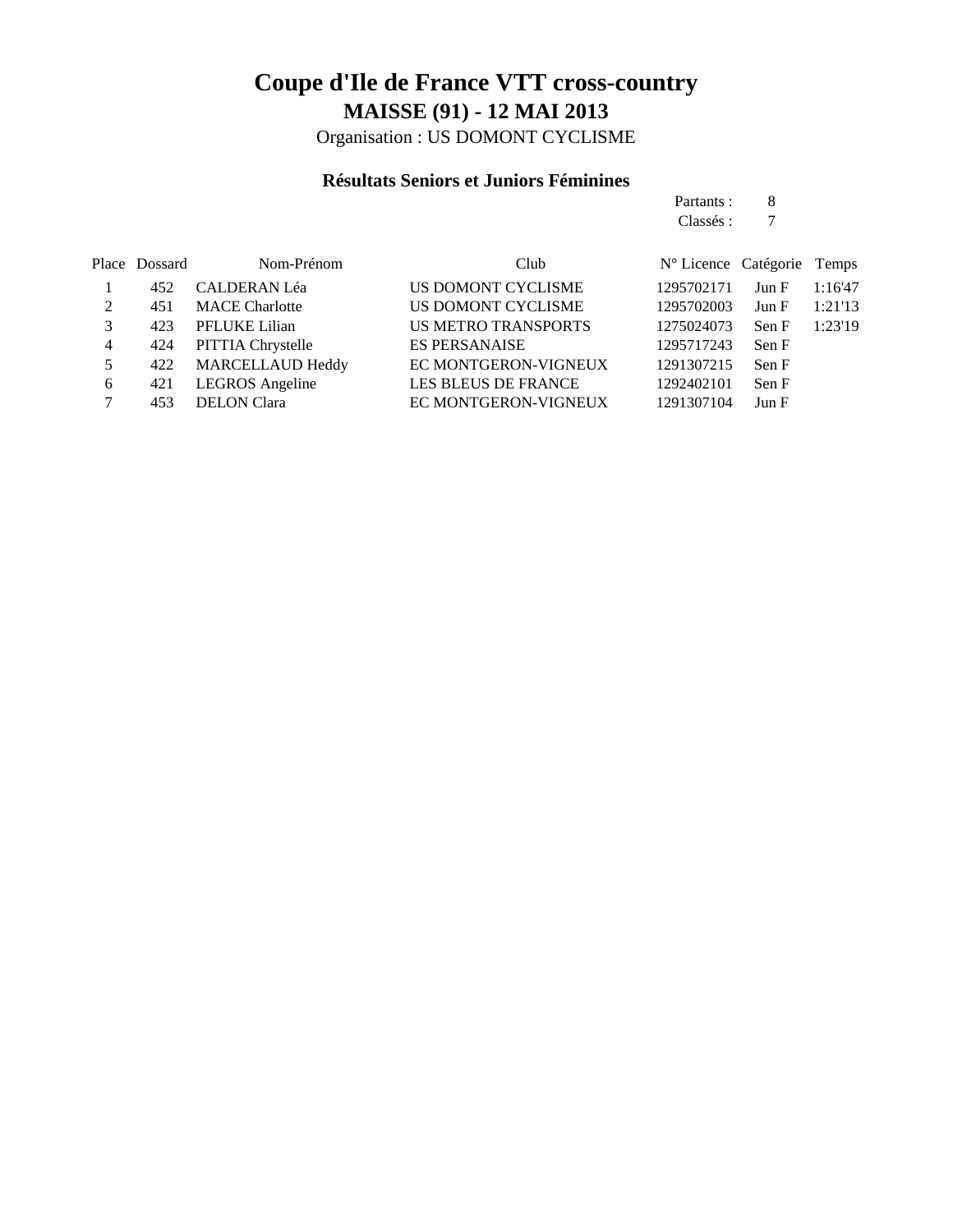# Coupe d'Ile de France VTT cross-country

## MAISSE (91) - 12 MAI 2013

Organisation : US DOMONT CYCLISME

### Résultats Seniors et Juniors Féminines

Partants : 8
Classés : 7

| Place | Dossard | Nom-Prénom | Club | N° Licence | Catégorie | Temps |
|---|---|---|---|---|---|---|
| 1 | 452 | CALDERAN Léa | US DOMONT CYCLISME | 1295702171 | Jun F | 1:16'47 |
| 2 | 451 | MACE Charlotte | US DOMONT CYCLISME | 1295702003 | Jun F | 1:21'13 |
| 3 | 423 | PFLUKE Lilian | US METRO TRANSPORTS | 1275024073 | Sen F | 1:23'19 |
| 4 | 424 | PITTIA Chrystelle | ES PERSANAISE | 1295717243 | Sen F | |
| 5 | 422 | MARCELLAUD Heddy | EC MONTGERON-VIGNEUX | 1291307215 | Sen F | |
| 6 | 421 | LEGROS Angeline | LES BLEUS DE FRANCE | 1292402101 | Sen F | |
| 7 | 453 | DELON Clara | EC MONTGERON-VIGNEUX | 1291307104 | Jun F | |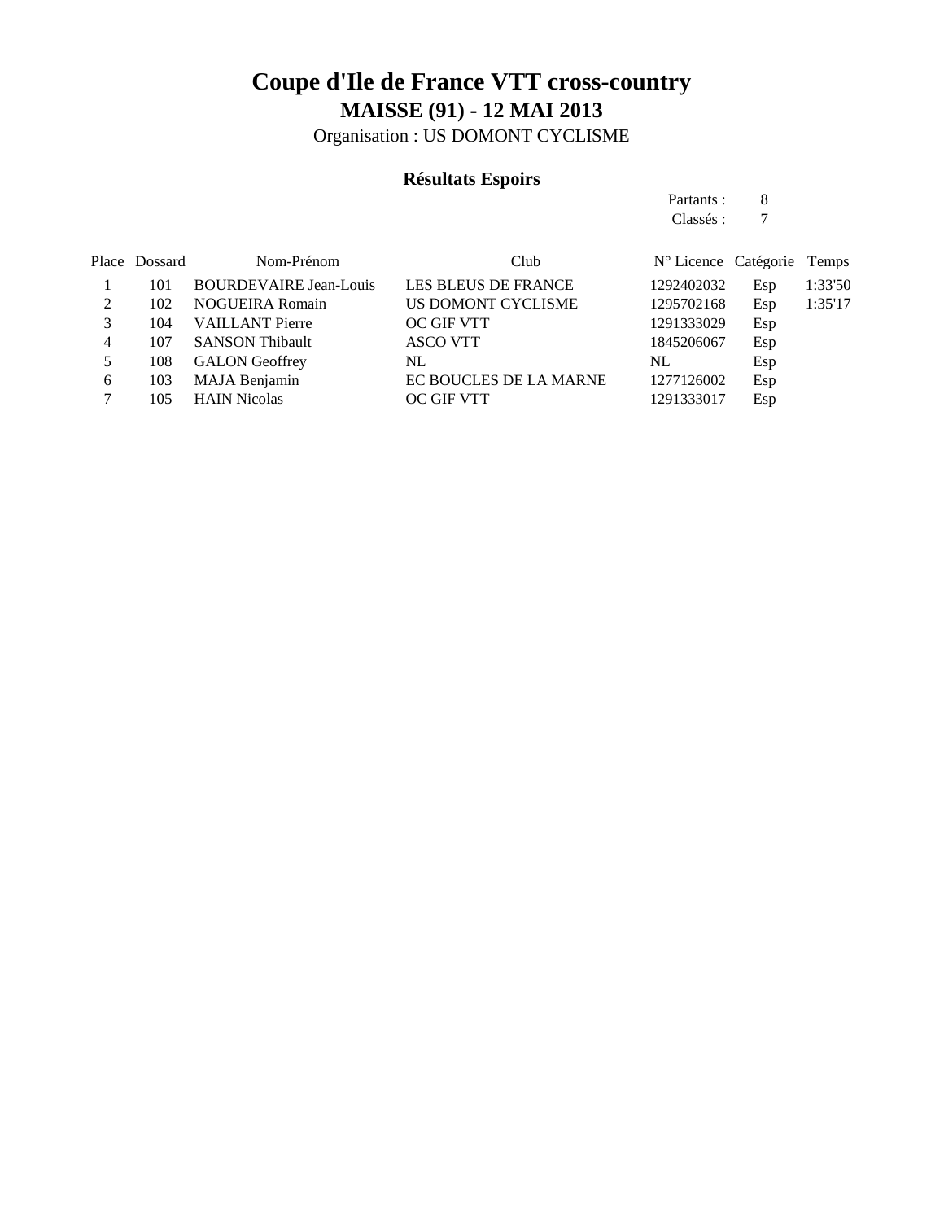# Coupe d'Ile de France VTT cross-country

## MAISSE (91) - 12 MAI 2013

Organisation : US DOMONT CYCLISME

### Résultats Espoirs

Partants : 8
Classés : 7

| Place | Dossard | Nom-Prénom | Club | N° Licence | Catégorie | Temps |
|---|---|---|---|---|---|---|
| 1 | 101 | BOURDEVAIRE Jean-Louis | LES BLEUS DE FRANCE | 1292402032 | Esp | 1:33'50 |
| 2 | 102 | NOGUEIRA Romain | US DOMONT CYCLISME | 1295702168 | Esp | 1:35'17 |
| 3 | 104 | VAILLANT Pierre | OC GIF VTT | 1291333029 | Esp | |
| 4 | 107 | SANSON Thibault | ASCO VTT | 1845206067 | Esp | |
| 5 | 108 | GALON Geoffrey | NL | NL | Esp | |
| 6 | 103 | MAJA Benjamin | EC BOUCLES DE LA MARNE | 1277126002 | Esp | |
| 7 | 105 | HAIN Nicolas | OC GIF VTT | 1291333017 | Esp | |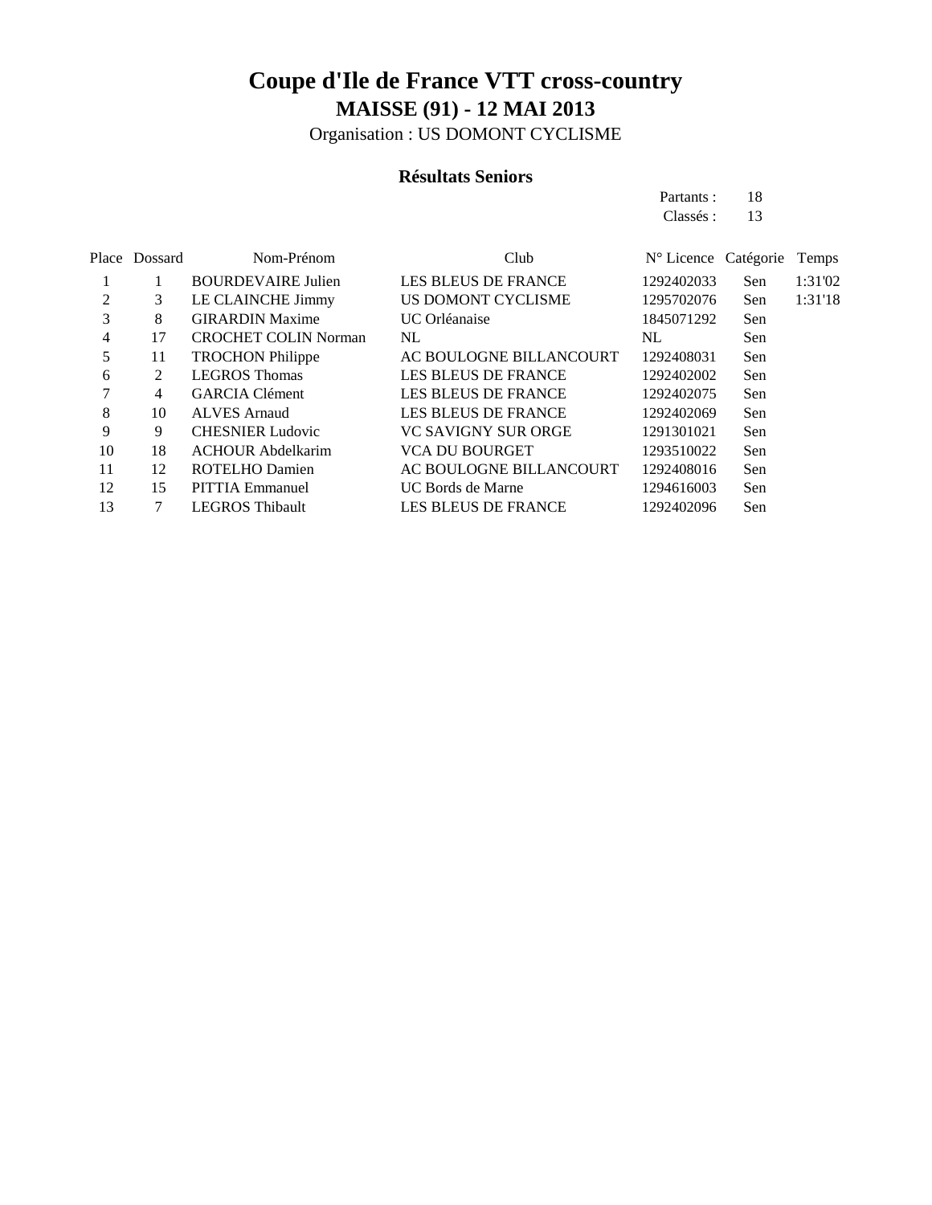# Coupe d'Ile de France VTT cross-country

## MAISSE (91) - 12 MAI 2013

Organisation : US DOMONT CYCLISME

### Résultats Seniors

Partants : 18
Classés : 13

| Place | Dossard | Nom-Prénom | Club | N° Licence | Catégorie | Temps |
|---|---|---|---|---|---|---|
| 1 | 1 | BOURDEVAIRE Julien | LES BLEUS DE FRANCE | 1292402033 | Sen | 1:31'02 |
| 2 | 3 | LE CLAINCHE Jimmy | US DOMONT CYCLISME | 1295702076 | Sen | 1:31'18 |
| 3 | 8 | GIRARDIN Maxime | UC Orléanaise | 1845071292 | Sen | |
| 4 | 17 | CROCHET COLIN Norman | NL | NL | Sen | |
| 5 | 11 | TROCHON Philippe | AC BOULOGNE BILLANCOURT | 1292408031 | Sen | |
| 6 | 2 | LEGROS Thomas | LES BLEUS DE FRANCE | 1292402002 | Sen | |
| 7 | 4 | GARCIA Clément | LES BLEUS DE FRANCE | 1292402075 | Sen | |
| 8 | 10 | ALVES Arnaud | LES BLEUS DE FRANCE | 1292402069 | Sen | |
| 9 | 9 | CHESNIER Ludovic | VC SAVIGNY SUR ORGE | 1291301021 | Sen | |
| 10 | 18 | ACHOUR Abdelkarim | VCA DU BOURGET | 1293510022 | Sen | |
| 11 | 12 | ROTELHO Damien | AC BOULOGNE BILLANCOURT | 1292408016 | Sen | |
| 12 | 15 | PITTIA Emmanuel | UC Bords de Marne | 1294616003 | Sen | |
| 13 | 7 | LEGROS Thibault | LES BLEUS DE FRANCE | 1292402096 | Sen | |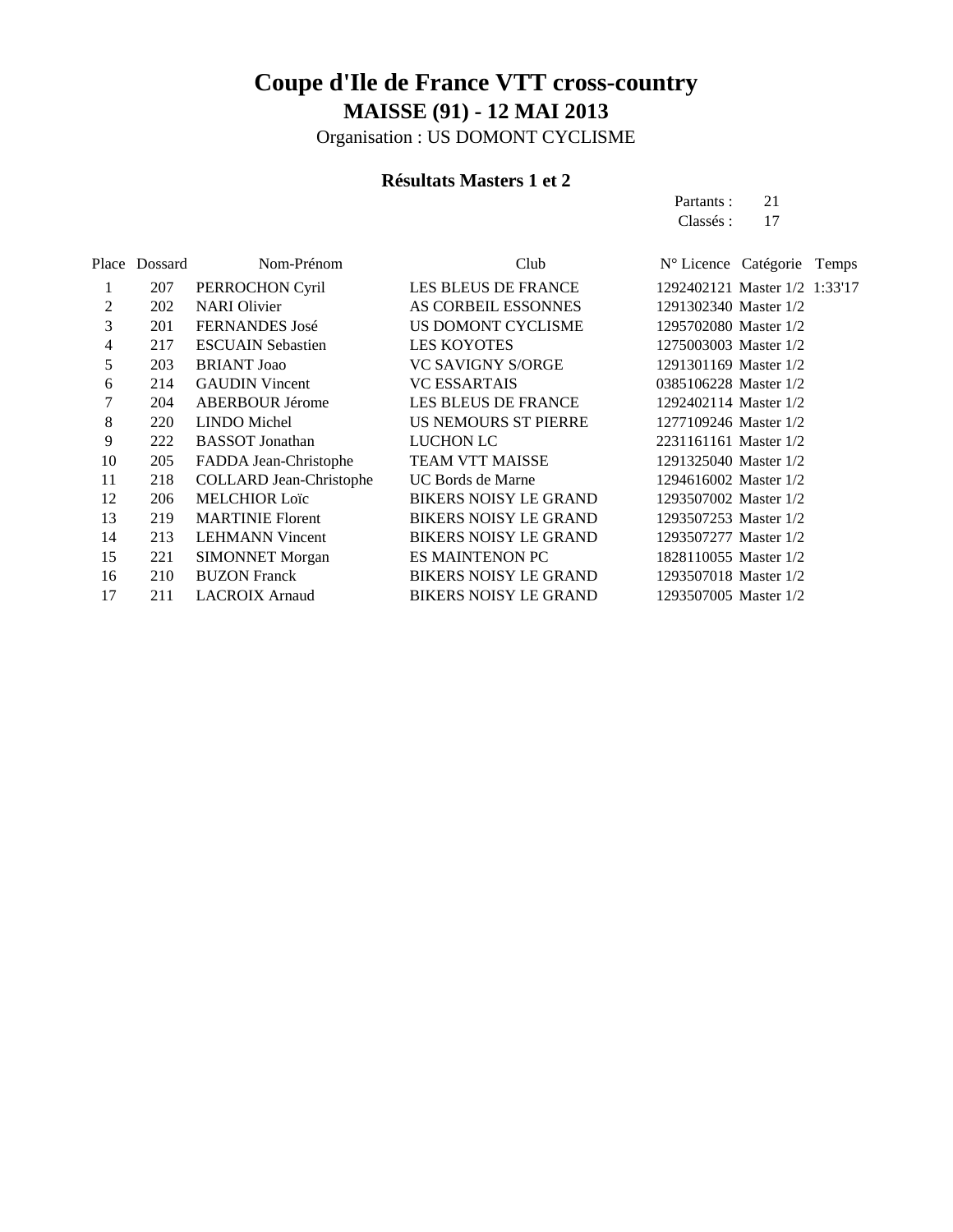# Coupe d'Ile de France VTT cross-country

## MAISSE (91) - 12 MAI 2013

Organisation : US DOMONT CYCLISME

### Résultats Masters 1 et 2

Partants : 21
Classés : 17

| Place | Dossard | Nom-Prénom | Club | N° Licence | Catégorie | Temps |
|---|---|---|---|---|---|---|
| 1 | 207 | PERROCHON Cyril | LES BLEUS DE FRANCE | 1292402121 | Master 1/2 | 1:33'17 |
| 2 | 202 | NARI Olivier | AS CORBEIL ESSONNES | 1291302340 | Master 1/2 | |
| 3 | 201 | FERNANDES José | US DOMONT CYCLISME | 1295702080 | Master 1/2 | |
| 4 | 217 | ESCUAIN Sebastien | LES KOYOTES | 1275003003 | Master 1/2 | |
| 5 | 203 | BRIANT Joao | VC SAVIGNY S/ORGE | 1291301169 | Master 1/2 | |
| 6 | 214 | GAUDIN Vincent | VC ESSARTAIS | 0385106228 | Master 1/2 | |
| 7 | 204 | ABERBOUR Jérome | LES BLEUS DE FRANCE | 1292402114 | Master 1/2 | |
| 8 | 220 | LINDO Michel | US NEMOURS ST PIERRE | 1277109246 | Master 1/2 | |
| 9 | 222 | BASSOT Jonathan | LUCHON LC | 2231161161 | Master 1/2 | |
| 10 | 205 | FADDA Jean-Christophe | TEAM VTT MAISSE | 1291325040 | Master 1/2 | |
| 11 | 218 | COLLARD Jean-Christophe | UC Bords de Marne | 1294616002 | Master 1/2 | |
| 12 | 206 | MELCHIOR Loïc | BIKERS NOISY LE GRAND | 1293507002 | Master 1/2 | |
| 13 | 219 | MARTINIE Florent | BIKERS NOISY LE GRAND | 1293507253 | Master 1/2 | |
| 14 | 213 | LEHMANN Vincent | BIKERS NOISY LE GRAND | 1293507277 | Master 1/2 | |
| 15 | 221 | SIMONNET Morgan | ES MAINTENON PC | 1828110055 | Master 1/2 | |
| 16 | 210 | BUZON Franck | BIKERS NOISY LE GRAND | 1293507018 | Master 1/2 | |
| 17 | 211 | LACROIX Arnaud | BIKERS NOISY LE GRAND | 1293507005 | Master 1/2 | |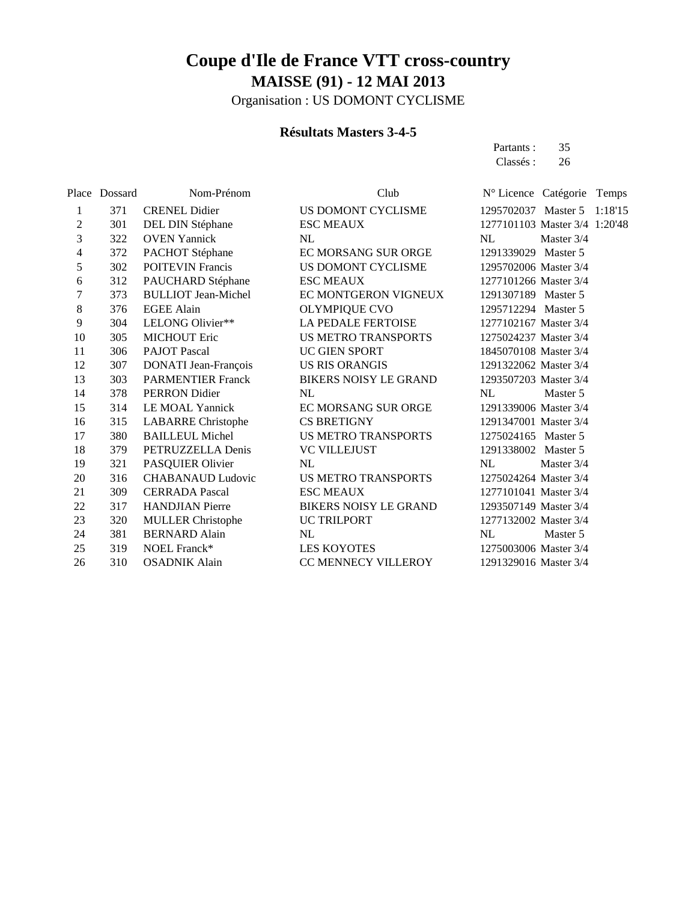# Coupe d'Ile de France VTT cross-country

## MAISSE (91) - 12 MAI 2013

Organisation : US DOMONT CYCLISME

### Résultats Masters 3-4-5

Partants : 35
Classés : 26

| Place | Dossard | Nom-Prénom | Club | N° Licence | Catégorie | Temps |
|---|---|---|---|---|---|---|
| 1 | 371 | CRENEL Didier | US DOMONT CYCLISME | 1295702037 | Master 5 | 1:18'15 |
| 2 | 301 | DEL DIN Stéphane | ESC MEAUX | 1277101103 | Master 3/4 | 1:20'48 |
| 3 | 322 | OVEN Yannick | NL | NL | Master 3/4 | |
| 4 | 372 | PACHOT Stéphane | EC MORSANG SUR ORGE | 1291339029 | Master 5 | |
| 5 | 302 | POITEVIN Francis | US DOMONT CYCLISME | 1295702006 | Master 3/4 | |
| 6 | 312 | PAUCHARD Stéphane | ESC MEAUX | 1277101266 | Master 3/4 | |
| 7 | 373 | BULLIOT Jean-Michel | EC MONTGERON VIGNEUX | 1291307189 | Master 5 | |
| 8 | 376 | EGEE Alain | OLYMPIQUE CVO | 1295712294 | Master 5 | |
| 9 | 304 | LELONG Olivier** | LA PEDALE FERTOISE | 1277102167 | Master 3/4 | |
| 10 | 305 | MICHOUT Eric | US METRO TRANSPORTS | 1275024237 | Master 3/4 | |
| 11 | 306 | PAJOT Pascal | UC GIEN SPORT | 1845070108 | Master 3/4 | |
| 12 | 307 | DONATI Jean-François | US RIS ORANGIS | 1291322062 | Master 3/4 | |
| 13 | 303 | PARMENTIER Franck | BIKERS NOISY LE GRAND | 1293507203 | Master 3/4 | |
| 14 | 378 | PERRON Didier | NL | NL | Master 5 | |
| 15 | 314 | LE MOAL Yannick | EC MORSANG SUR ORGE | 1291339006 | Master 3/4 | |
| 16 | 315 | LABARRE Christophe | CS BRETIGNY | 1291347001 | Master 3/4 | |
| 17 | 380 | BAILLEUL Michel | US METRO TRANSPORTS | 1275024165 | Master 5 | |
| 18 | 379 | PETRUZZELLA Denis | VC VILLEJUST | 1291338002 | Master 5 | |
| 19 | 321 | PASQUIER Olivier | NL | NL | Master 3/4 | |
| 20 | 316 | CHABANAUD Ludovic | US METRO TRANSPORTS | 1275024264 | Master 3/4 | |
| 21 | 309 | CERRADA Pascal | ESC MEAUX | 1277101041 | Master 3/4 | |
| 22 | 317 | HANDJIAN Pierre | BIKERS NOISY LE GRAND | 1293507149 | Master 3/4 | |
| 23 | 320 | MULLER Christophe | UC TRILPORT | 1277132002 | Master 3/4 | |
| 24 | 381 | BERNARD Alain | NL | NL | Master 5 | |
| 25 | 319 | NOEL Franck* | LES KOYOTES | 1275003006 | Master 3/4 | |
| 26 | 310 | OSADNIK Alain | CC MENNECY VILLEROY | 1291329016 | Master 3/4 | |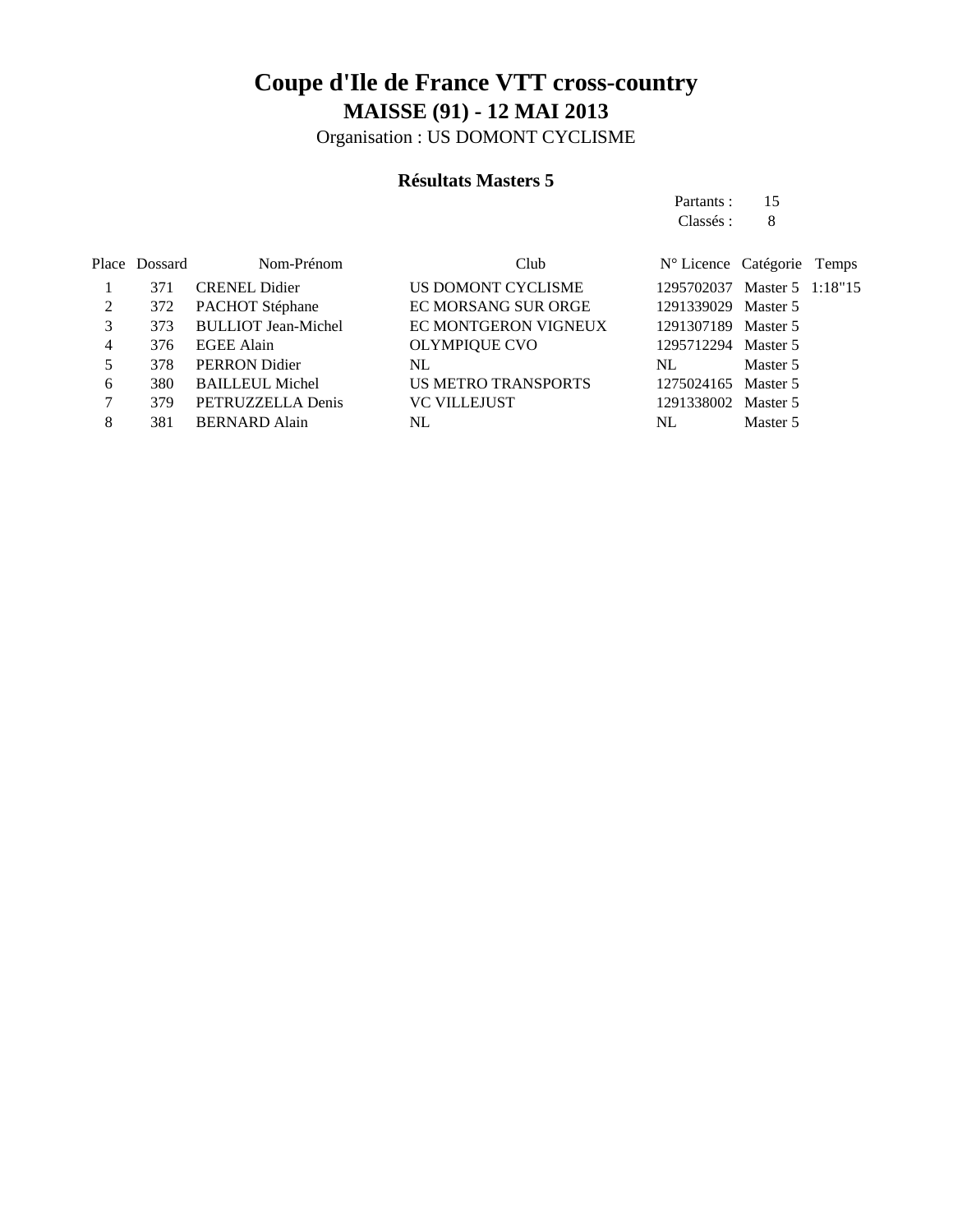# Coupe d'Ile de France VTT cross-country

## MAISSE (91) - 12 MAI 2013

Organisation : US DOMONT CYCLISME

### Résultats Masters 5

Partants : 15
Classés : 8

| Place | Dossard | Nom-Prénom | Club | N° Licence | Catégorie | Temps |
|---|---|---|---|---|---|---|
| 1 | 371 | CRENEL Didier | US DOMONT CYCLISME | 1295702037 | Master 5 | 1:18"15 |
| 2 | 372 | PACHOT Stéphane | EC MORSANG SUR ORGE | 1291339029 | Master 5 | |
| 3 | 373 | BULLIOT Jean-Michel | EC MONTGERON VIGNEUX | 1291307189 | Master 5 | |
| 4 | 376 | EGEE Alain | OLYMPIQUE CVO | 1295712294 | Master 5 | |
| 5 | 378 | PERRON Didier | NL | NL | Master 5 | |
| 6 | 380 | BAILLEUL Michel | US METRO TRANSPORTS | 1275024165 | Master 5 | |
| 7 | 379 | PETRUZZELLA Denis | VC VILLEJUST | 1291338002 | Master 5 | |
| 8 | 381 | BERNARD Alain | NL | NL | Master 5 | |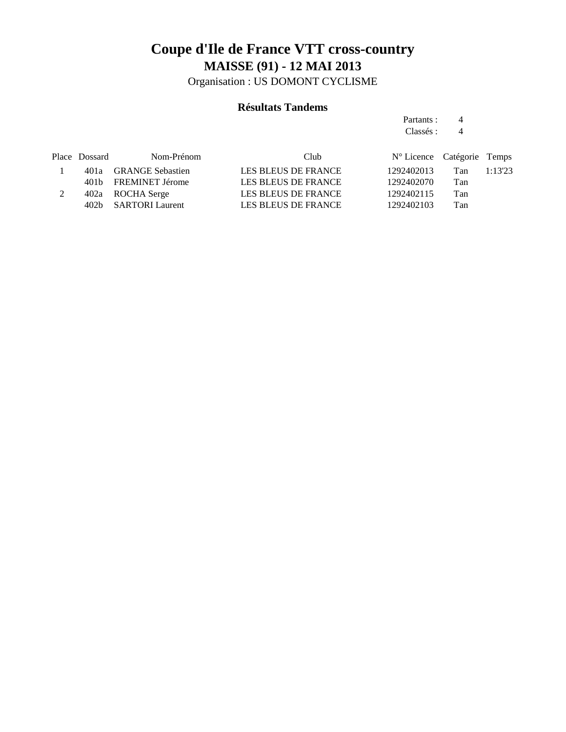# Coupe d'Ile de France VTT cross-country

## MAISSE (91) - 12 MAI 2013

Organisation : US DOMONT CYCLISME

### Résultats Tandems

Partants : 4
Classés : 4

| Place | Dossard | Nom-Prénom | Club | N° Licence | Catégorie | Temps |
|---|---|---|---|---|---|---|
| 1 | 401a | GRANGE Sebastien | LES BLEUS DE FRANCE | 1292402013 | Tan | 1:13'23 |
| | 401b | FREMINET Jérome | LES BLEUS DE FRANCE | 1292402070 | Tan | |
| 2 | 402a | ROCHA Serge | LES BLEUS DE FRANCE | 1292402115 | Tan | |
| | 402b | SARTORI Laurent | LES BLEUS DE FRANCE | 1292402103 | Tan | |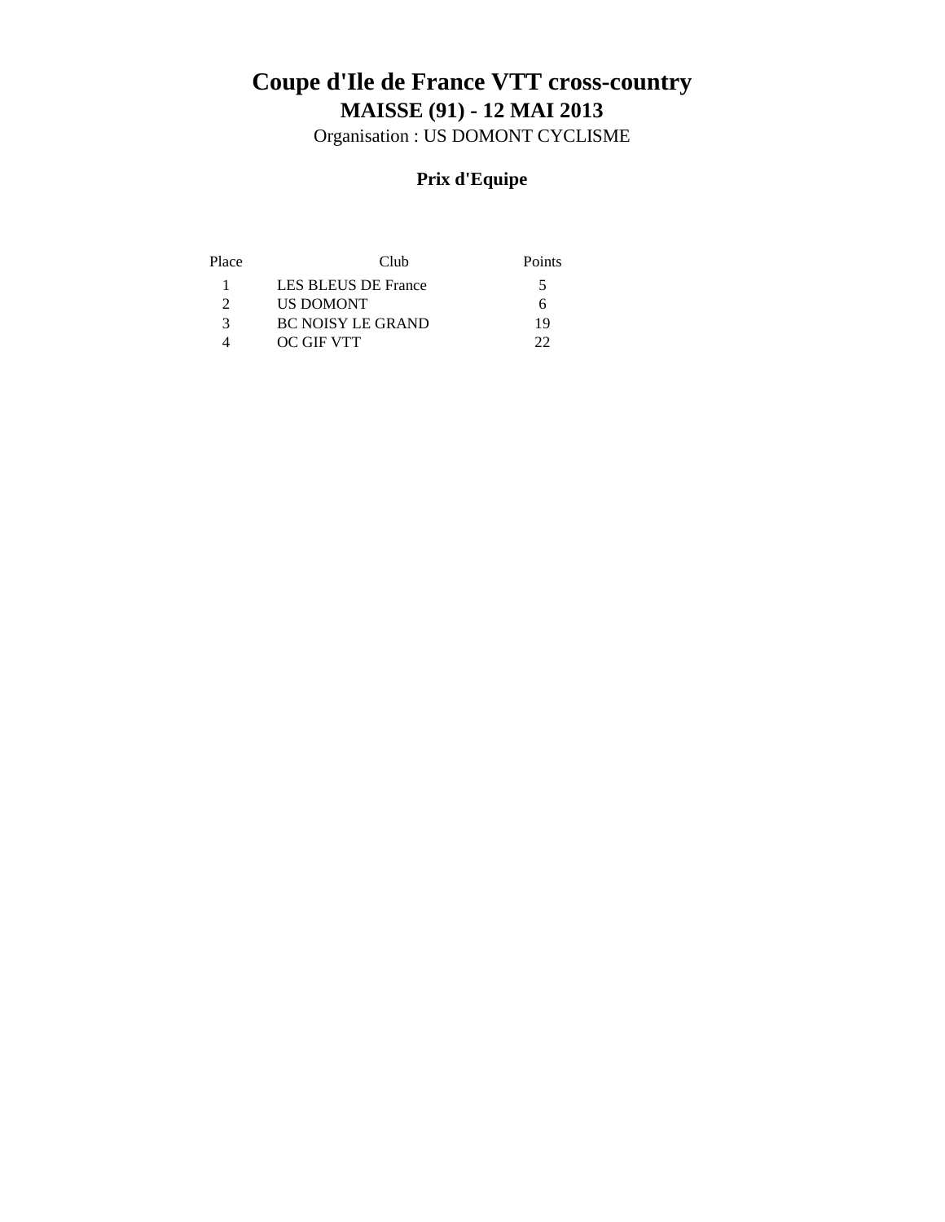# Coupe d'Ile de France VTT cross-country

## MAISSE (91) - 12 MAI 2013

Organisation : US DOMONT CYCLISME

### Prix d'Equipe

| Place | Club | Points |
|---|---|---|
| 1 | LES BLEUS DE France | 5 |
| 2 | US DOMONT | 6 |
| 3 | BC NOISY LE GRAND | 19 |
| 4 | OC GIF VTT | 22 |